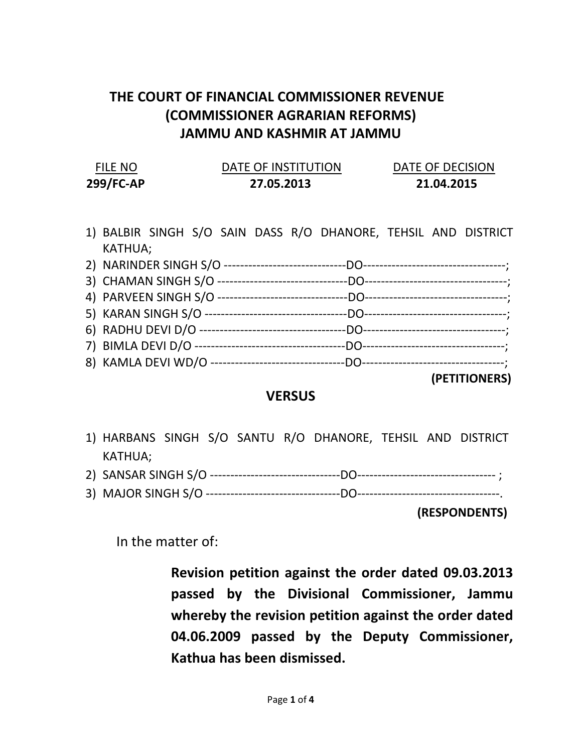# THE COURT OF FINANCIAL COMMISSIONER REVENUE (COMMISSIONER AGRARIAN REFORMS) JAMMU AND KASHMIR AT JAMMU

| FILE NO | DATE OF INSTITUTION | DATE OF DECISION |
|---|---|---|
| **299/FC-AP** | **27.05.2013** | **21.04.2015** |

1) BALBIR SINGH S/O SAIN DASS R/O DHANORE, TEHSIL AND DISTRICT KATHUA;
2) NARINDER SINGH S/O ------------------------------DO----------------------------------;
3) CHAMAN SINGH S/O -------------------------------DO----------------------------------;
4) PARVEEN SINGH S/O -------------------------------DO----------------------------------;
5) KARAN SINGH S/O ----------------------------------DO----------------------------------;
6) RADHU DEVI D/O -----------------------------------DO----------------------------------;
7) BIMLA DEVI D/O ------------------------------------DO----------------------------------;
8) KAMLA DEVI WD/O ---------------------------------DO----------------------------------;

**(PETITIONERS)**

**VERSUS**

1) HARBANS SINGH S/O SANTU R/O DHANORE, TEHSIL AND DISTRICT KATHUA;
2) SANSAR SINGH S/O --------------------------------DO--------------------------------- ;
3) MAJOR SINGH S/O ---------------------------------DO----------------------------------.

**(RESPONDENTS)**

In the matter of:

**Revision petition against the order dated 09.03.2013 passed by the Divisional Commissioner, Jammu whereby the revision petition against the order dated 04.06.2009 passed by the Deputy Commissioner, Kathua has been dismissed.**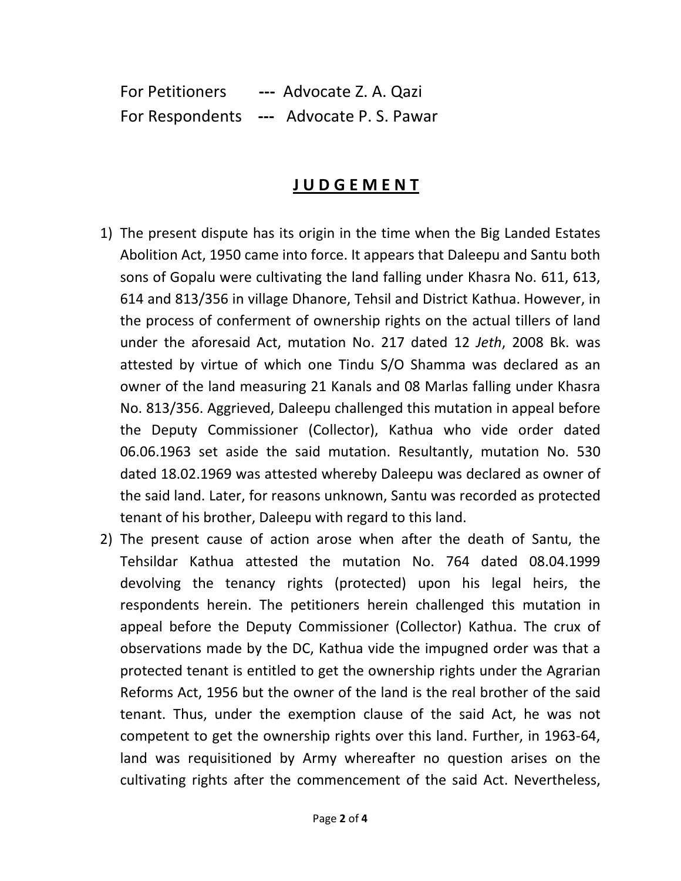For Petitioners --- Advocate Z. A. Qazi

For Respondents --- Advocate P. S. Pawar

## **J U D G E M E N T**

1) The present dispute has its origin in the time when the Big Landed Estates Abolition Act, 1950 came into force. It appears that Daleepu and Santu both sons of Gopalu were cultivating the land falling under Khasra No. 611, 613, 614 and 813/356 in village Dhanore, Tehsil and District Kathua. However, in the process of conferment of ownership rights on the actual tillers of land under the aforesaid Act, mutation No. 217 dated 12 *Jeth*, 2008 Bk. was attested by virtue of which one Tindu S/O Shamma was declared as an owner of the land measuring 21 Kanals and 08 Marlas falling under Khasra No. 813/356. Aggrieved, Daleepu challenged this mutation in appeal before the Deputy Commissioner (Collector), Kathua who vide order dated 06.06.1963 set aside the said mutation. Resultantly, mutation No. 530 dated 18.02.1969 was attested whereby Daleepu was declared as owner of the said land. Later, for reasons unknown, Santu was recorded as protected tenant of his brother, Daleepu with regard to this land.
2) The present cause of action arose when after the death of Santu, the Tehsildar Kathua attested the mutation No. 764 dated 08.04.1999 devolving the tenancy rights (protected) upon his legal heirs, the respondents herein. The petitioners herein challenged this mutation in appeal before the Deputy Commissioner (Collector) Kathua. The crux of observations made by the DC, Kathua vide the impugned order was that a protected tenant is entitled to get the ownership rights under the Agrarian Reforms Act, 1956 but the owner of the land is the real brother of the said tenant. Thus, under the exemption clause of the said Act, he was not competent to get the ownership rights over this land. Further, in 1963-64, land was requisitioned by Army whereafter no question arises on the cultivating rights after the commencement of the said Act. Nevertheless,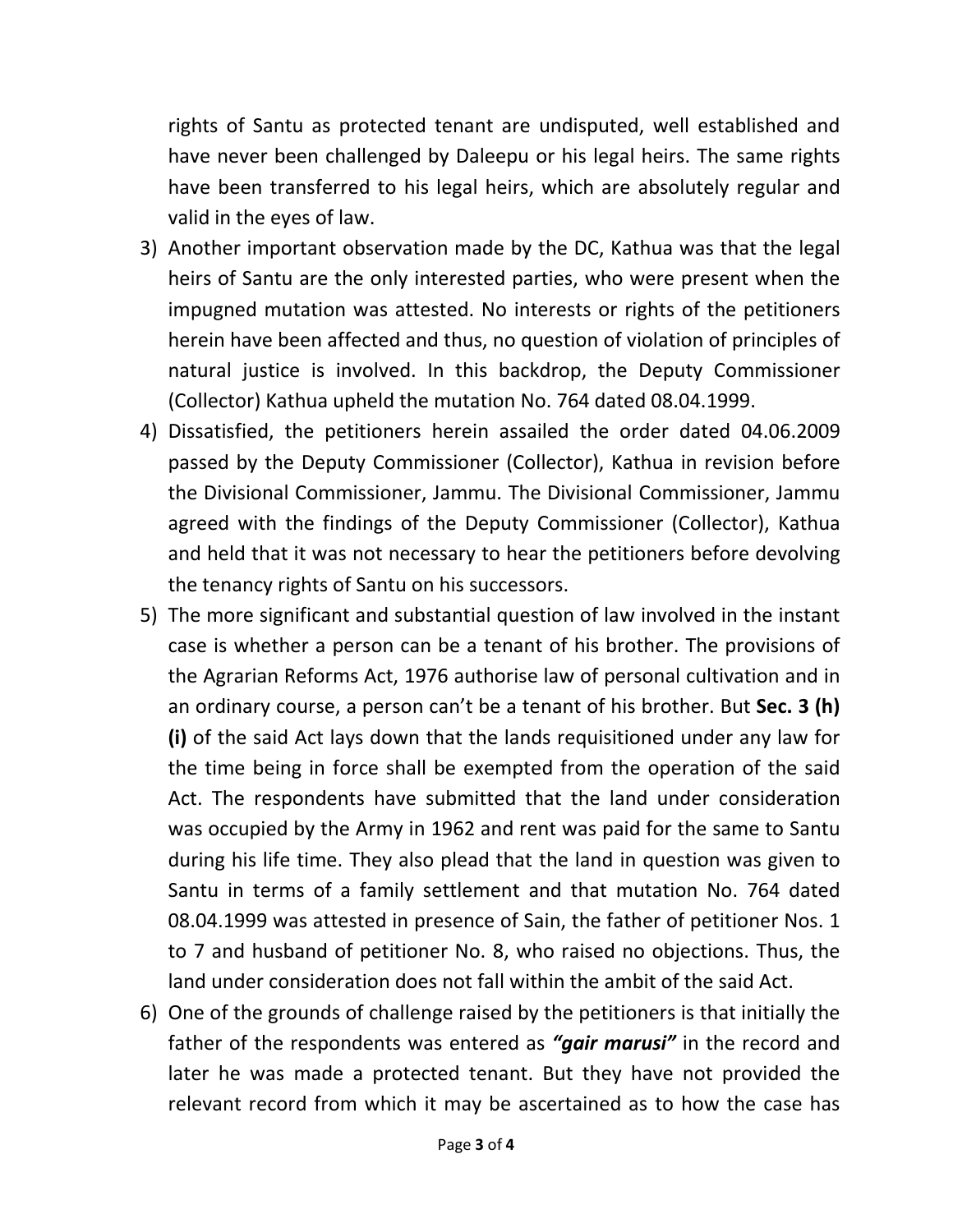rights of Santu as protected tenant are undisputed, well established and have never been challenged by Daleepu or his legal heirs. The same rights have been transferred to his legal heirs, which are absolutely regular and valid in the eyes of law.

3) Another important observation made by the DC, Kathua was that the legal heirs of Santu are the only interested parties, who were present when the impugned mutation was attested. No interests or rights of the petitioners herein have been affected and thus, no question of violation of principles of natural justice is involved. In this backdrop, the Deputy Commissioner (Collector) Kathua upheld the mutation No. 764 dated 08.04.1999.
4) Dissatisfied, the petitioners herein assailed the order dated 04.06.2009 passed by the Deputy Commissioner (Collector), Kathua in revision before the Divisional Commissioner, Jammu. The Divisional Commissioner, Jammu agreed with the findings of the Deputy Commissioner (Collector), Kathua and held that it was not necessary to hear the petitioners before devolving the tenancy rights of Santu on his successors.
5) The more significant and substantial question of law involved in the instant case is whether a person can be a tenant of his brother. The provisions of the Agrarian Reforms Act, 1976 authorise law of personal cultivation and in an ordinary course, a person can't be a tenant of his brother. But **Sec. 3 (h) (i)** of the said Act lays down that the lands requisitioned under any law for the time being in force shall be exempted from the operation of the said Act. The respondents have submitted that the land under consideration was occupied by the Army in 1962 and rent was paid for the same to Santu during his life time. They also plead that the land in question was given to Santu in terms of a family settlement and that mutation No. 764 dated 08.04.1999 was attested in presence of Sain, the father of petitioner Nos. 1 to 7 and husband of petitioner No. 8, who raised no objections. Thus, the land under consideration does not fall within the ambit of the said Act.
6) One of the grounds of challenge raised by the petitioners is that initially the father of the respondents was entered as ***"gair marusi"*** in the record and later he was made a protected tenant. But they have not provided the relevant record from which it may be ascertained as to how the case has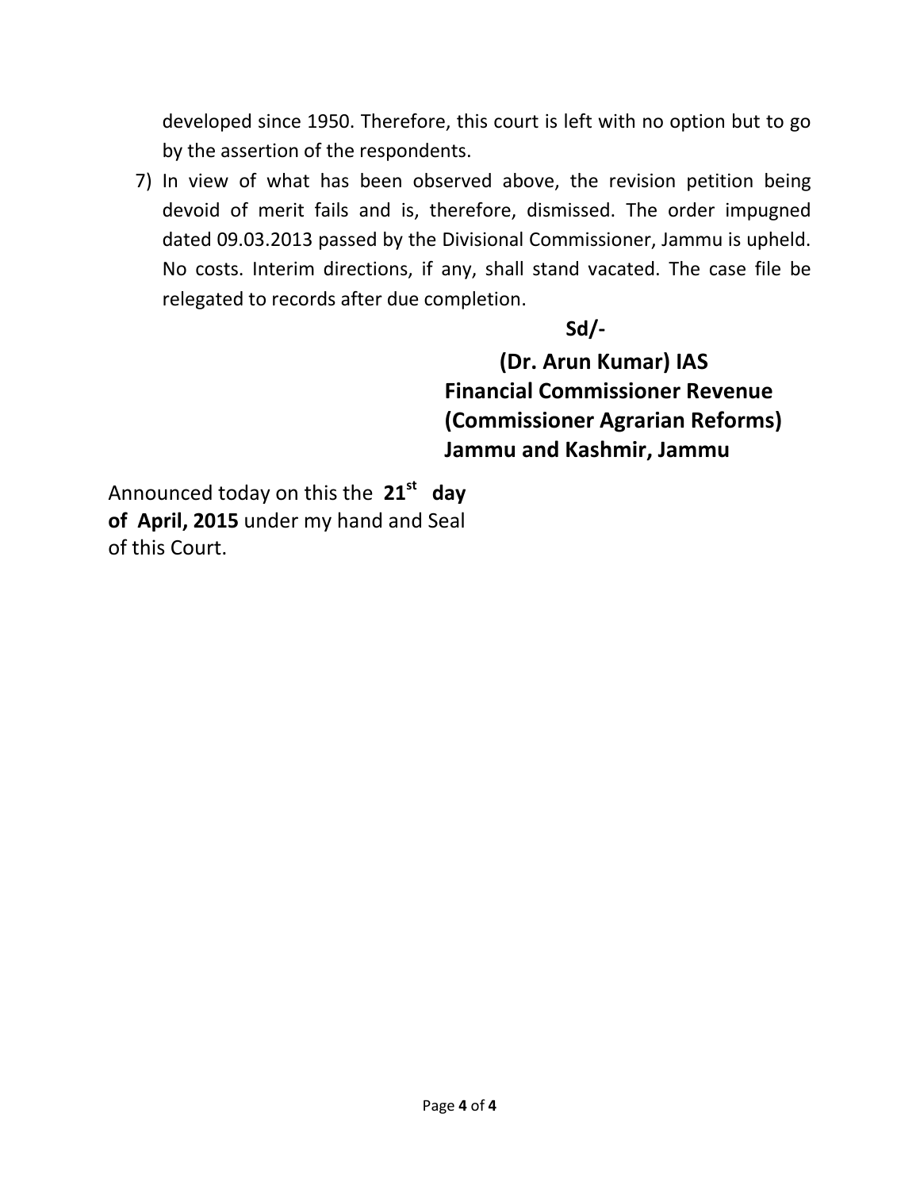developed since 1950. Therefore, this court is left with no option but to go by the assertion of the respondents.

7) In view of what has been observed above, the revision petition being devoid of merit fails and is, therefore, dismissed. The order impugned dated 09.03.2013 passed by the Divisional Commissioner, Jammu is upheld. No costs. Interim directions, if any, shall stand vacated. The case file be relegated to records after due completion.

**Sd/-**

**(Dr. Arun Kumar) IAS**
**Financial Commissioner Revenue**
**(Commissioner Agrarian Reforms)**
**Jammu and Kashmir, Jammu**

Announced today on this the **21st day of April, 2015** under my hand and Seal of this Court.